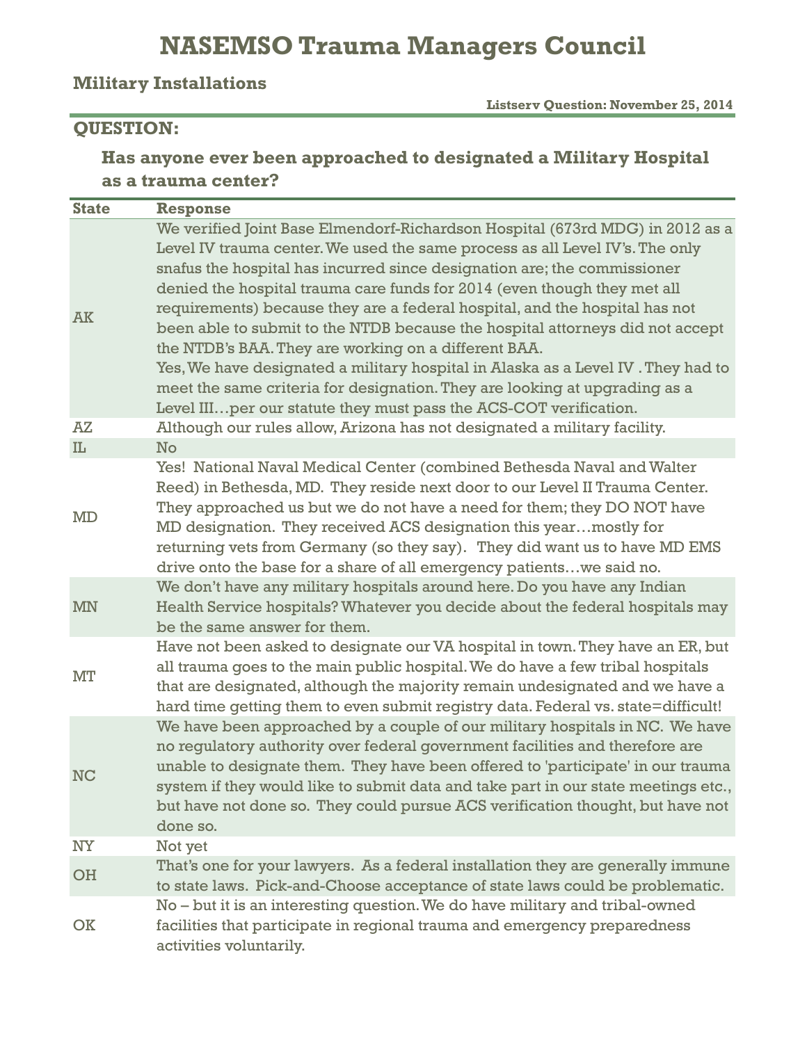# NASEMSO Trauma Managers Council

## Military Installations

**Listserv Question: November 25, 2014**

## QUESTION:

### Has anyone ever been approached to designated a Military Hospital as a trauma center?

| State | Response |
|---|---|
| AK | We verified Joint Base Elmendorf-Richardson Hospital (673rd MDG) in 2012 as a Level IV trauma center. We used the same process as all Level IV's. The only snafus the hospital has incurred since designation are; the commissioner denied the hospital trauma care funds for 2014 (even though they met all requirements) because they are a federal hospital, and the hospital has not been able to submit to the NTDB because the hospital attorneys did not accept the NTDB's BAA. They are working on a different BAA.<br>Yes, We have designated a military hospital in Alaska as a Level IV . They had to meet the same criteria for designation. They are looking at upgrading as a Level III…per our statute they must pass the ACS-COT verification. |
| AZ | Although our rules allow, Arizona has not designated a military facility. |
| IL | No |
| MD | Yes! National Naval Medical Center (combined Bethesda Naval and Walter Reed) in Bethesda, MD. They reside next door to our Level II Trauma Center. They approached us but we do not have a need for them; they DO NOT have MD designation. They received ACS designation this year…mostly for returning vets from Germany (so they say). They did want us to have MD EMS drive onto the base for a share of all emergency patients…we said no. |
| MN | We don't have any military hospitals around here. Do you have any Indian Health Service hospitals? Whatever you decide about the federal hospitals may be the same answer for them. |
| MT | Have not been asked to designate our VA hospital in town. They have an ER, but all trauma goes to the main public hospital. We do have a few tribal hospitals that are designated, although the majority remain undesignated and we have a hard time getting them to even submit registry data. Federal vs. state=difficult! |
| NC | We have been approached by a couple of our military hospitals in NC. We have no regulatory authority over federal government facilities and therefore are unable to designate them. They have been offered to 'participate' in our trauma system if they would like to submit data and take part in our state meetings etc., but have not done so. They could pursue ACS verification thought, but have not done so. |
| NY | Not yet |
| OH | That's one for your lawyers. As a federal installation they are generally immune to state laws. Pick-and-Choose acceptance of state laws could be problematic. |
| OK | No – but it is an interesting question. We do have military and tribal-owned facilities that participate in regional trauma and emergency preparedness activities voluntarily. |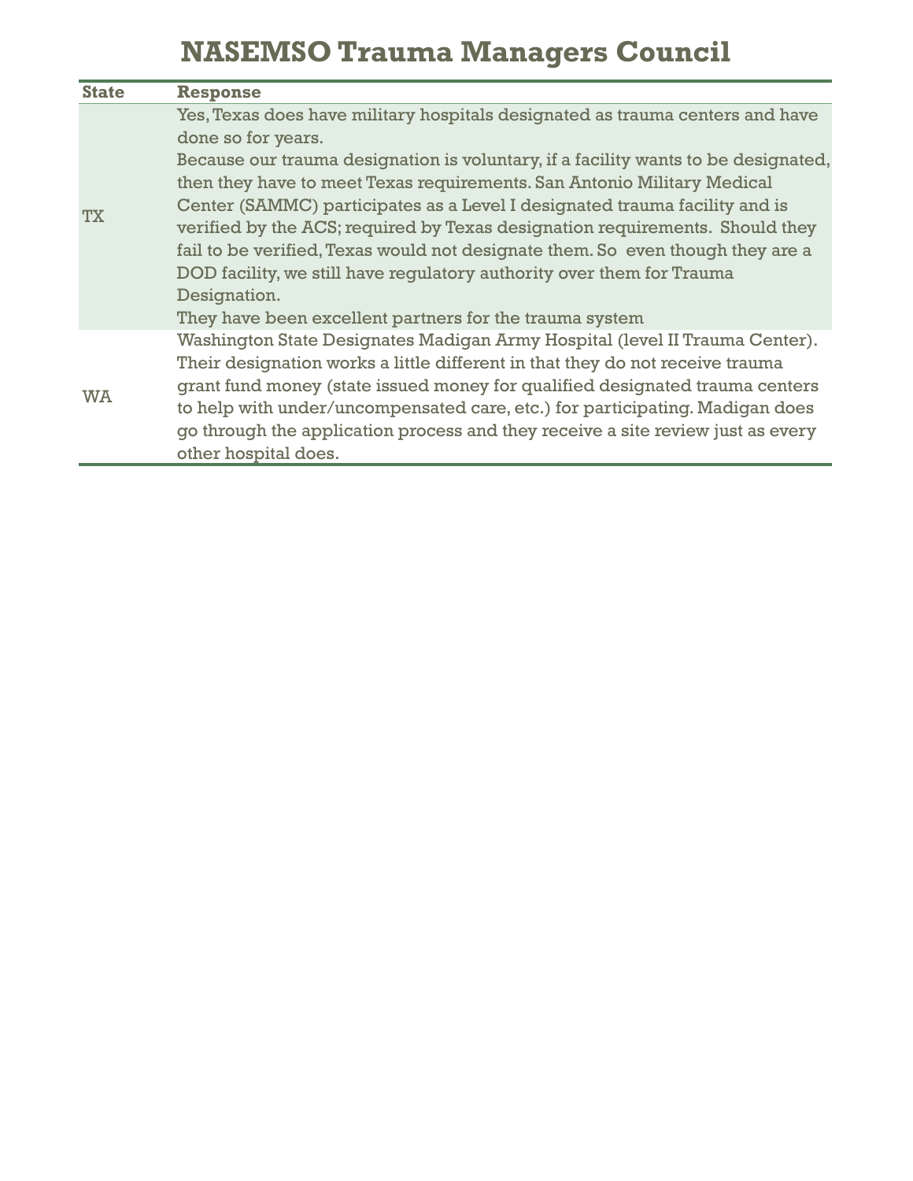# NASEMSO Trauma Managers Council

| State | Response |
| --- | --- |
| TX | Yes, Texas does have military hospitals designated as trauma centers and have done so for years.<br>Because our trauma designation is voluntary, if a facility wants to be designated, then they have to meet Texas requirements. San Antonio Military Medical Center (SAMMC) participates as a Level I designated trauma facility and is verified by the ACS; required by Texas designation requirements. Should they fail to be verified, Texas would not designate them. So even though they are a DOD facility, we still have regulatory authority over them for Trauma Designation.<br>They have been excellent partners for the trauma system |
| WA | Washington State Designates Madigan Army Hospital (level II Trauma Center). Their designation works a little different in that they do not receive trauma grant fund money (state issued money for qualified designated trauma centers to help with under/uncompensated care, etc.) for participating. Madigan does go through the application process and they receive a site review just as every other hospital does. |